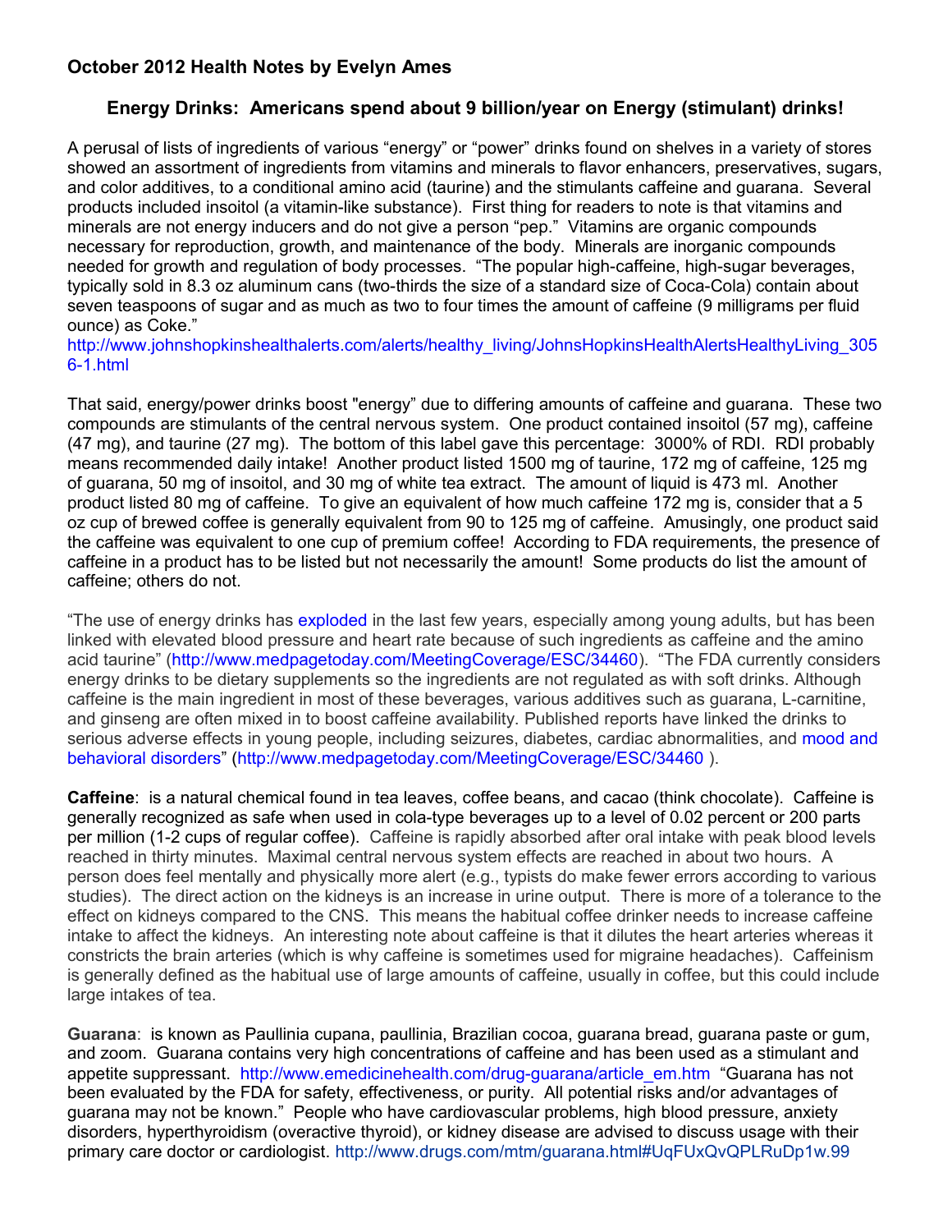# October 2012 Health Notes by Evelyn Ames

## Energy Drinks: Americans spend about 9 billion/year on Energy (stimulant) drinks!

A perusal of lists of ingredients of various "energy" or "power" drinks found on shelves in a variety of stores showed an assortment of ingredients from vitamins and minerals to flavor enhancers, preservatives, sugars, and color additives, to a conditional amino acid (taurine) and the stimulants caffeine and guarana. Several products included insoitol (a vitamin-like substance). First thing for readers to note is that vitamins and minerals are not energy inducers and do not give a person "pep." Vitamins are organic compounds necessary for reproduction, growth, and maintenance of the body. Minerals are inorganic compounds needed for growth and regulation of body processes. "The popular high-caffeine, high-sugar beverages, typically sold in 8.3 oz aluminum cans (two-thirds the size of a standard size of Coca-Cola) contain about seven teaspoons of sugar and as much as two to four times the amount of caffeine (9 milligrams per fluid ounce) as Coke."
http://www.johnshopkinshealthalerts.com/alerts/healthy_living/JohnsHopkinsHealthAlertsHealthyLiving_3056-1.html

That said, energy/power drinks boost "energy" due to differing amounts of caffeine and guarana. These two compounds are stimulants of the central nervous system. One product contained insoitol (57 mg), caffeine (47 mg), and taurine (27 mg). The bottom of this label gave this percentage: 3000% of RDI. RDI probably means recommended daily intake! Another product listed 1500 mg of taurine, 172 mg of caffeine, 125 mg of guarana, 50 mg of insoitol, and 30 mg of white tea extract. The amount of liquid is 473 ml. Another product listed 80 mg of caffeine. To give an equivalent of how much caffeine 172 mg is, consider that a 5 oz cup of brewed coffee is generally equivalent from 90 to 125 mg of caffeine. Amusingly, one product said the caffeine was equivalent to one cup of premium coffee! According to FDA requirements, the presence of caffeine in a product has to be listed but not necessarily the amount! Some products do list the amount of caffeine; others do not.

"The use of energy drinks has exploded in the last few years, especially among young adults, but has been linked with elevated blood pressure and heart rate because of such ingredients as caffeine and the amino acid taurine" (http://www.medpagetoday.com/MeetingCoverage/ESC/34460). "The FDA currently considers energy drinks to be dietary supplements so the ingredients are not regulated as with soft drinks. Although caffeine is the main ingredient in most of these beverages, various additives such as guarana, L-carnitine, and ginseng are often mixed in to boost caffeine availability. Published reports have linked the drinks to serious adverse effects in young people, including seizures, diabetes, cardiac abnormalities, and mood and behavioral disorders" (http://www.medpagetoday.com/MeetingCoverage/ESC/34460 ).

**Caffeine**: is a natural chemical found in tea leaves, coffee beans, and cacao (think chocolate). Caffeine is generally recognized as safe when used in cola-type beverages up to a level of 0.02 percent or 200 parts per million (1-2 cups of regular coffee). Caffeine is rapidly absorbed after oral intake with peak blood levels reached in thirty minutes. Maximal central nervous system effects are reached in about two hours. A person does feel mentally and physically more alert (e.g., typists do make fewer errors according to various studies). The direct action on the kidneys is an increase in urine output. There is more of a tolerance to the effect on kidneys compared to the CNS. This means the habitual coffee drinker needs to increase caffeine intake to affect the kidneys. An interesting note about caffeine is that it dilutes the heart arteries whereas it constricts the brain arteries (which is why caffeine is sometimes used for migraine headaches). Caffeinism is generally defined as the habitual use of large amounts of caffeine, usually in coffee, but this could include large intakes of tea.

**Guarana**: is known as Paullinia cupana, paullinia, Brazilian cocoa, guarana bread, guarana paste or gum, and zoom. Guarana contains very high concentrations of caffeine and has been used as a stimulant and appetite suppressant. http://www.emedicinehealth.com/drug-guarana/article_em.htm "Guarana has not been evaluated by the FDA for safety, effectiveness, or purity. All potential risks and/or advantages of guarana may not be known." People who have cardiovascular problems, high blood pressure, anxiety disorders, hyperthyroidism (overactive thyroid), or kidney disease are advised to discuss usage with their primary care doctor or cardiologist. http://www.drugs.com/mtm/guarana.html#UqFUxQvQPLRuDp1w.99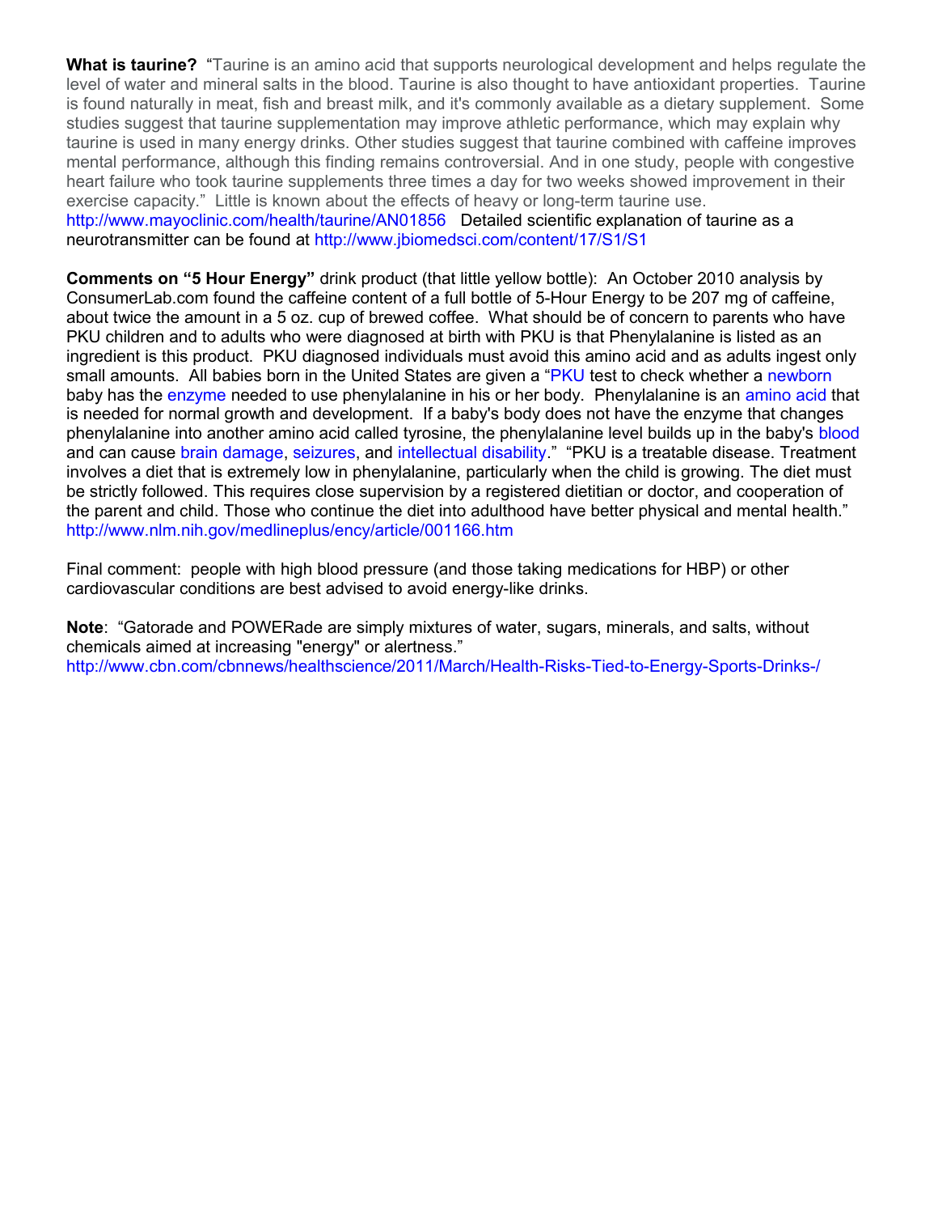**What is taurine?** "Taurine is an amino acid that supports neurological development and helps regulate the level of water and mineral salts in the blood. Taurine is also thought to have antioxidant properties. Taurine is found naturally in meat, fish and breast milk, and it's commonly available as a dietary supplement. Some studies suggest that taurine supplementation may improve athletic performance, which may explain why taurine is used in many energy drinks. Other studies suggest that taurine combined with caffeine improves mental performance, although this finding remains controversial. And in one study, people with congestive heart failure who took taurine supplements three times a day for two weeks showed improvement in their exercise capacity." Little is known about the effects of heavy or long-term taurine use. http://www.mayoclinic.com/health/taurine/AN01856 Detailed scientific explanation of taurine as a neurotransmitter can be found at http://www.jbiomedsci.com/content/17/S1/S1

**Comments on "5 Hour Energy"** drink product (that little yellow bottle): An October 2010 analysis by ConsumerLab.com found the caffeine content of a full bottle of 5-Hour Energy to be 207 mg of caffeine, about twice the amount in a 5 oz. cup of brewed coffee. What should be of concern to parents who have PKU children and to adults who were diagnosed at birth with PKU is that Phenylalanine is listed as an ingredient is this product. PKU diagnosed individuals must avoid this amino acid and as adults ingest only small amounts. All babies born in the United States are given a "PKU test to check whether a newborn baby has the enzyme needed to use phenylalanine in his or her body. Phenylalanine is an amino acid that is needed for normal growth and development. If a baby's body does not have the enzyme that changes phenylalanine into another amino acid called tyrosine, the phenylalanine level builds up in the baby's blood and can cause brain damage, seizures, and intellectual disability." "PKU is a treatable disease. Treatment involves a diet that is extremely low in phenylalanine, particularly when the child is growing. The diet must be strictly followed. This requires close supervision by a registered dietitian or doctor, and cooperation of the parent and child. Those who continue the diet into adulthood have better physical and mental health." http://www.nlm.nih.gov/medlineplus/ency/article/001166.htm

Final comment: people with high blood pressure (and those taking medications for HBP) or other cardiovascular conditions are best advised to avoid energy-like drinks.

**Note**: "Gatorade and POWERade are simply mixtures of water, sugars, minerals, and salts, without chemicals aimed at increasing "energy" or alertness."
http://www.cbn.com/cbnnews/healthscience/2011/March/Health-Risks-Tied-to-Energy-Sports-Drinks-/